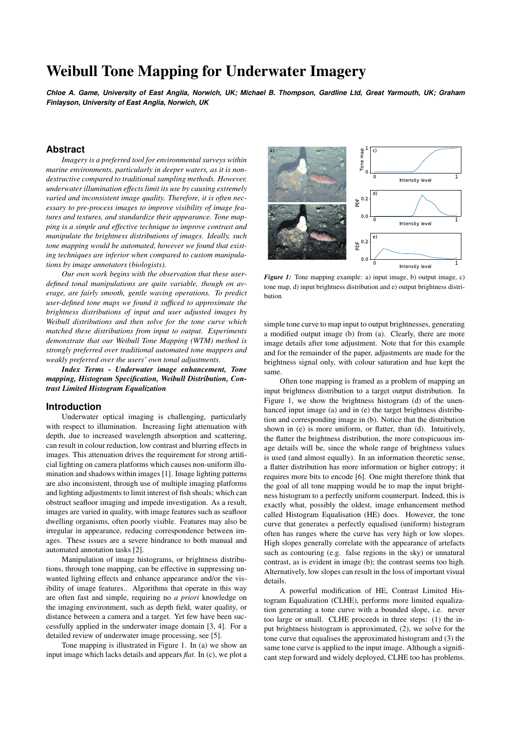# Weibull Tone Mapping for Underwater Imagery

***Chloe A. Game, University of East Anglia, Norwich, UK; Michael B. Thompson, Gardline Ltd, Great Yarmouth, UK; Graham Finlayson, University of East Anglia, Norwich, UK***

## Abstract

*Imagery is a preferred tool for environmental surveys within marine environments, particularly in deeper waters, as it is non-destructive compared to traditional sampling methods. However, underwater illumination effects limit its use by causing extremely varied and inconsistent image quality. Therefore, it is often necessary to pre-process images to improve visibility of image features and textures, and standardize their appearance. Tone mapping is a simple and effective technique to improve contrast and manipulate the brightness distributions of images. Ideally, such tone mapping would be automated, however we found that existing techniques are inferior when compared to custom manipulations by image annotators (biologists).*

*Our own work begins with the observation that these user-defined tonal manipulations are quite variable, though on average, are fairly smooth, gentle waving operations. To predict user-defined tone maps we found it sufficed to approximate the brightness distributions of input and user adjusted images by Weibull distributions and then solve for the tone curve which matched these distributions from input to output. Experiments demonstrate that our Weibull Tone Mapping (WTM) method is strongly preferred over traditional automated tone mappers and weakly preferred over the users' own tonal adjustments.*

***Index Terms - Underwater image enhancement, Tone mapping, Histogram Specification, Weibull Distribution, Contrast Limited Histogram Equalization***

## Introduction

Underwater optical imaging is challenging, particularly with respect to illumination. Increasing light attenuation with depth, due to increased wavelength absorption and scattering, can result in colour reduction, low contrast and blurring effects in images. This attenuation drives the requirement for strong artificial lighting on camera platforms which causes non-uniform illumination and shadows within images [1]. Image lighting patterns are also inconsistent, through use of multiple imaging platforms and lighting adjustments to limit interest of fish shoals; which can obstruct seafloor imaging and impede investigation. As a result, images are varied in quality, with image features such as seafloor dwelling organisms, often poorly visible. Features may also be irregular in appearance, reducing correspondence between images. These issues are a severe hindrance to both manual and automated annotation tasks [2].

Manipulation of image histograms, or brightness distributions, through tone mapping, can be effective in suppressing unwanted lighting effects and enhance appearance and/or the visibility of image features.. Algorithms that operate in this way are often fast and simple, requiring no *a priori* knowledge on the imaging environment, such as depth field, water quality, or distance between a camera and a target. Yet few have been successfully applied in the underwater image domain [3, 4]. For a detailed review of underwater image processing, see [5].

Tone mapping is illustrated in Figure 1. In (a) we show an input image which lacks details and appears *flat*. In (c), we plot a simple tone curve to map input to output brightnesses, generating a modified output image (b) from (a). Clearly, there are more image details after tone adjustment. Note that for this example and for the remainder of the paper, adjustments are made for the brightness signal only, with colour saturation and hue kept the same.

*Figure 1:* Tone mapping example: a) input image, b) output image, c) tone map, d) input brightness distribution and e) output brightness distribution

Often tone mapping is framed as a problem of mapping an input brightness distribution to a target output distribution. In Figure 1, we show the brightness histogram (d) of the unenhanced input image (a) and in (e) the target brightness distribution and corresponding image in (b). Notice that the distribution shown in (e) is more uniform, or flatter, than (d). Intuitively, the flatter the brightness distribution, the more conspicuous image details will be, since the whole range of brightness values is used (and almost equally). In an information theoretic sense, a flatter distribution has more information or higher entropy; it requires more bits to encode [6]. One might therefore think that the goal of all tone mapping would be to map the input brightness histogram to a perfectly uniform counterpart. Indeed, this is exactly what, possibly the oldest, image enhancement method called Histogram Equalisation (HE) does. However, the tone curve that generates a perfectly equalised (uniform) histogram often has ranges where the curve has very high or low slopes. High slopes generally correlate with the appearance of artefacts such as contouring (e.g. false regions in the sky) or unnatural contrast, as is evident in image (b); the contrast seems too high. Alternatively, low slopes can result in the loss of important visual details.

A powerful modification of HE, Contrast Limited Histogram Equalization (CLHE), performs more limited equalization generating a tone curve with a bounded slope, i.e. never too large or small. CLHE proceeds in three steps: (1) the input brightness histogram is approximated, (2), we solve for the tone curve that equalises the approximated histogram and (3) the same tone curve is applied to the input image. Although a significant step forward and widely deployed, CLHE too has problems.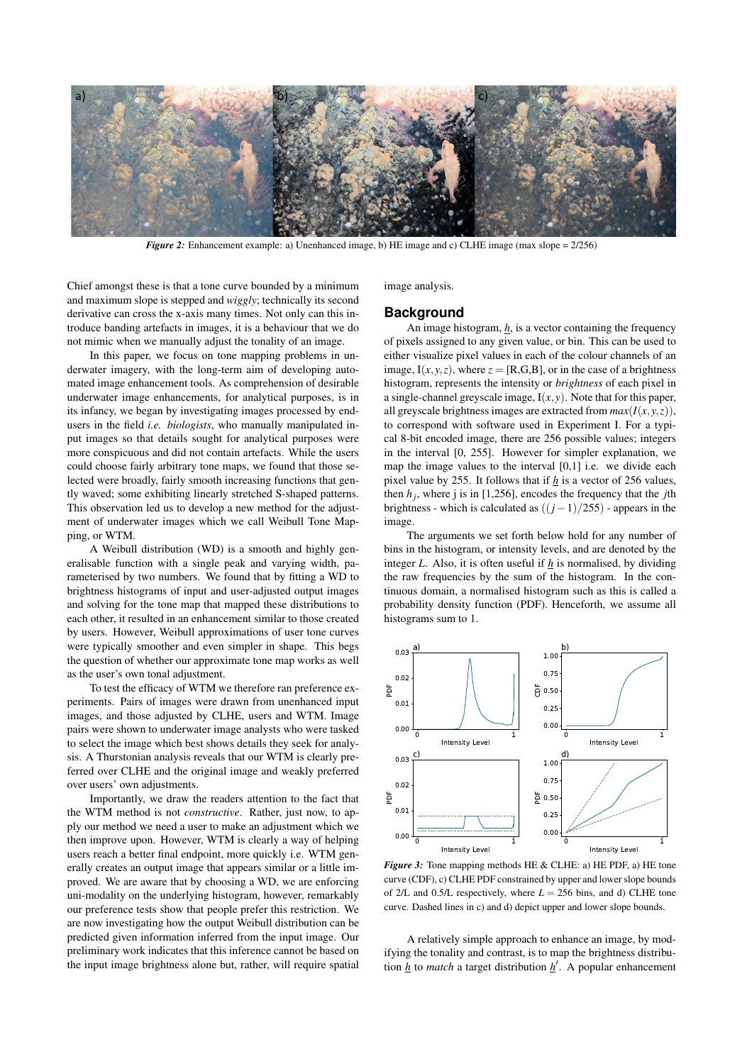*Figure 2:* Enhancement example: a) Unenhanced image, b) HE image and c) CLHE image (max slope = 2/256)

Chief amongst these is that a tone curve bounded by a minimum and maximum slope is stepped and *wiggly*; technically its second derivative can cross the x-axis many times. Not only can this introduce banding artefacts in images, it is a behaviour that we do not mimic when we manually adjust the tonality of an image.

In this paper, we focus on tone mapping problems in underwater imagery, with the long-term aim of developing automated image enhancement tools. As comprehension of desirable underwater image enhancements, for analytical purposes, is in its infancy, we began by investigating images processed by end-users in the field *i.e. biologists*, who manually manipulated input images so that details sought for analytical purposes were more conspicuous and did not contain artefacts. While the users could choose fairly arbitrary tone maps, we found that those selected were broadly, fairly smooth increasing functions that gently waved; some exhibiting linearly stretched S-shaped patterns. This observation led us to develop a new method for the adjustment of underwater images which we call Weibull Tone Mapping, or WTM.

A Weibull distribution (WD) is a smooth and highly generalisable function with a single peak and varying width, parameterised by two numbers. We found that by fitting a WD to brightness histograms of input and user-adjusted output images and solving for the tone map that mapped these distributions to each other, it resulted in an enhancement similar to those created by users. However, Weibull approximations of user tone curves were typically smoother and even simpler in shape. This begs the question of whether our approximate tone map works as well as the user's own tonal adjustment.

To test the efficacy of WTM we therefore ran preference experiments. Pairs of images were drawn from unenhanced input images, and those adjusted by CLHE, users and WTM. Image pairs were shown to underwater image analysts who were tasked to select the image which best shows details they seek for analysis. A Thurstonian analysis reveals that our WTM is clearly preferred over CLHE and the original image and weakly preferred over users' own adjustments.

Importantly, we draw the readers attention to the fact that the WTM method is not *constructive*. Rather, just now, to apply our method we need a user to make an adjustment which we then improve upon. However, WTM is clearly a way of helping users reach a better final endpoint, more quickly i.e. WTM generally creates an output image that appears similar or a little improved. We are aware that by choosing a WD, we are enforcing uni-modality on the underlying histogram, however, remarkably our preference tests show that people prefer this restriction. We are now investigating how the output Weibull distribution can be predicted given information inferred from the input image. Our preliminary work indicates that this inference cannot be based on the input image brightness alone but, rather, will require spatial image analysis.

## Background

An image histogram, $\underline{h}$, is a vector containing the frequency of pixels assigned to any given value, or bin. This can be used to either visualize pixel values in each of the colour channels of an image, $\mathrm{I}(x,y,z)$, where $z = [\mathrm{R,G,B}]$, or in the case of a brightness histogram, represents the intensity or *brightness* of each pixel in a single-channel greyscale image, $\mathrm{I}(x,y)$. Note that for this paper, all greyscale brightness images are extracted from $max(I(x,y,z))$, to correspond with software used in Experiment I. For a typical 8-bit encoded image, there are 256 possible values; integers in the interval [0, 255]. However for simpler explanation, we map the image values to the interval [0,1] i.e. we divide each pixel value by 255. It follows that if $\underline{h}$ is a vector of 256 values, then $h_j$, where j is in [1,256], encodes the frequency that the $j$th brightness - which is calculated as $((j-1)/255)$ - appears in the image.

The arguments we set forth below hold for any number of bins in the histogram, or intensity levels, and are denoted by the integer $L$. Also, it is often useful if $\underline{h}$ is normalised, by dividing the raw frequencies by the sum of the histogram. In the continuous domain, a normalised histogram such as this is called a probability density function (PDF). Henceforth, we assume all histograms sum to 1.

*Figure 3:* Tone mapping methods HE & CLHE: a) HE PDF, a) HE tone curve (CDF), c) CLHE PDF constrained by upper and lower slope bounds of 2/L and 0.5/L respectively, where $L = 256$ bins, and d) CLHE tone curve. Dashed lines in c) and d) depict upper and lower slope bounds.

A relatively simple approach to enhance an image, by modifying the tonality and contrast, is to map the brightness distribution $\underline{h}$ to *match* a target distribution $\underline{h}'$. A popular enhancement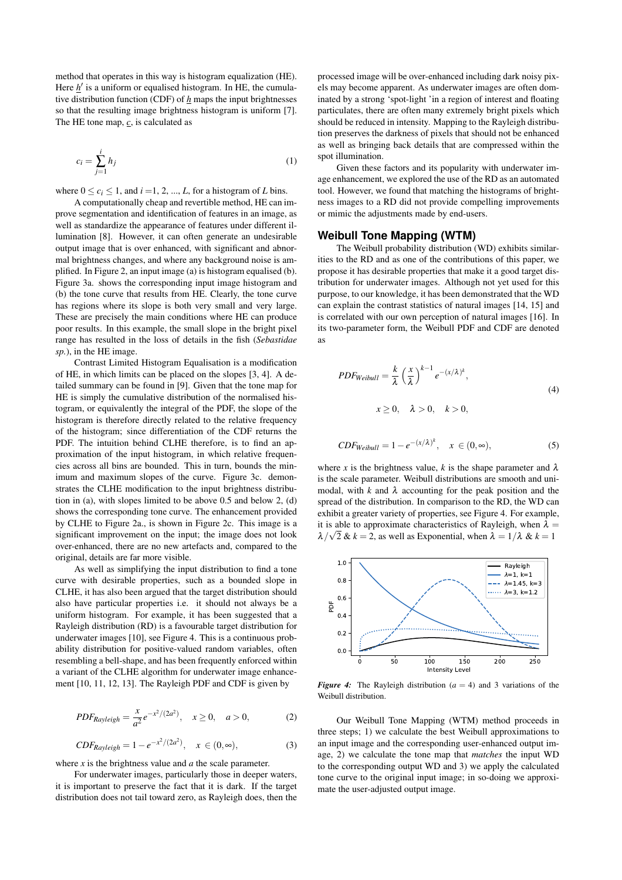method that operates in this way is histogram equalization (HE). Here $\underline{h}'$ is a uniform or equalised histogram. In HE, the cumulative distribution function (CDF) of $\underline{h}$ maps the input brightnesses so that the resulting image brightness histogram is uniform [7]. The HE tone map, $\underline{c}$, is calculated as

$$c_i = \sum_{j=1}^{i} h_j \tag{1}$$

where $0 \leq c_i \leq 1$, and $i = 1, 2, ..., L$, for a histogram of $L$ bins.

A computationally cheap and revertible method, HE can improve segmentation and identification of features in an image, as well as standardize the appearance of features under different illumination [8]. However, it can often generate an undesirable output image that is over enhanced, with significant and abnormal brightness changes, and where any background noise is amplified. In Figure 2, an input image (a) is histogram equalised (b). Figure 3a. shows the corresponding input image histogram and (b) the tone curve that results from HE. Clearly, the tone curve has regions where its slope is both very small and very large. These are precisely the main conditions where HE can produce poor results. In this example, the small slope in the bright pixel range has resulted in the loss of details in the fish (*Sebastidae sp.*), in the HE image.

Contrast Limited Histogram Equalisation is a modification of HE, in which limits can be placed on the slopes [3, 4]. A detailed summary can be found in [9]. Given that the tone map for HE is simply the cumulative distribution of the normalised histogram, or equivalently the integral of the PDF, the slope of the histogram is therefore directly related to the relative frequency of the histogram; since differentiation of the CDF returns the PDF. The intuition behind CLHE therefore, is to find an approximation of the input histogram, in which relative frequencies across all bins are bounded. This in turn, bounds the minimum and maximum slopes of the curve. Figure 3c. demonstrates the CLHE modification to the input brightness distribution in (a), with slopes limited to be above 0.5 and below 2, (d) shows the corresponding tone curve. The enhancement provided by CLHE to Figure 2a., is shown in Figure 2c. This image is a significant improvement on the input; the image does not look over-enhanced, there are no new artefacts and, compared to the original, details are far more visible.

As well as simplifying the input distribution to find a tone curve with desirable properties, such as a bounded slope in CLHE, it has also been argued that the target distribution should also have particular properties i.e. it should not always be a uniform histogram. For example, it has been suggested that a Rayleigh distribution (RD) is a favourable target distribution for underwater images [10], see Figure 4. This is a continuous probability distribution for positive-valued random variables, often resembling a bell-shape, and has been frequently enforced within a variant of the CLHE algorithm for underwater image enhancement [10, 11, 12, 13]. The Rayleigh PDF and CDF is given by

$$PDF_{Rayleigh} = \frac{x}{a^2} e^{-x^2/(2a^2)}, \quad x \geq 0, \quad a > 0, \tag{2}$$

$$CDF_{Rayleigh} = 1 - e^{-x^2/(2a^2)}, \quad x \in (0, \infty), \tag{3}$$

where $x$ is the brightness value and $a$ the scale parameter.

For underwater images, particularly those in deeper waters, it is important to preserve the fact that it is dark. If the target distribution does not tail toward zero, as Rayleigh does, then the processed image will be over-enhanced including dark noisy pixels may become apparent. As underwater images are often dominated by a strong 'spot-light 'in a region of interest and floating particulates, there are often many extremely bright pixels which should be reduced in intensity. Mapping to the Rayleigh distribution preserves the darkness of pixels that should not be enhanced as well as bringing back details that are compressed within the spot illumination.

Given these factors and its popularity with underwater image enhancement, we explored the use of the RD as an automated tool. However, we found that matching the histograms of brightness images to a RD did not provide compelling improvements or mimic the adjustments made by end-users.

## Weibull Tone Mapping (WTM)

The Weibull probability distribution (WD) exhibits similarities to the RD and as one of the contributions of this paper, we propose it has desirable properties that make it a good target distribution for underwater images. Although not yet used for this purpose, to our knowledge, it has been demonstrated that the WD can explain the contrast statistics of natural images [14, 15] and is correlated with our own perception of natural images [16]. In its two-parameter form, the Weibull PDF and CDF are denoted as

$$PDF_{Weibull} = \frac{k}{\lambda} \left(\frac{x}{\lambda}\right)^{k-1} e^{-(x/\lambda)^k}, \qquad x \geq 0, \quad \lambda > 0, \quad k > 0, \tag{4}$$

$$CDF_{Weibull} = 1 - e^{-(x/\lambda)^k}, \quad x \in (0, \infty), \tag{5}$$

where $x$ is the brightness value, $k$ is the shape parameter and $\lambda$ is the scale parameter. Weibull distributions are smooth and unimodal, with $k$ and $\lambda$ accounting for the peak position and the spread of the distribution. In comparison to the RD, the WD can exhibit a greater variety of properties, see Figure 4. For example, it is able to approximate characteristics of Rayleigh, when $\lambda = \lambda/\sqrt{2}$ & $k = 2$, as well as Exponential, when $\lambda = 1/\lambda$ & $k = 1$

*Figure 4:* The Rayleigh distribution ($a = 4$) and 3 variations of the Weibull distribution.

Our Weibull Tone Mapping (WTM) method proceeds in three steps; 1) we calculate the best Weibull approximations to an input image and the corresponding user-enhanced output image, 2) we calculate the tone map that *matches* the input WD to the corresponding output WD and 3) we apply the calculated tone curve to the original input image; in so-doing we approximate the user-adjusted output image.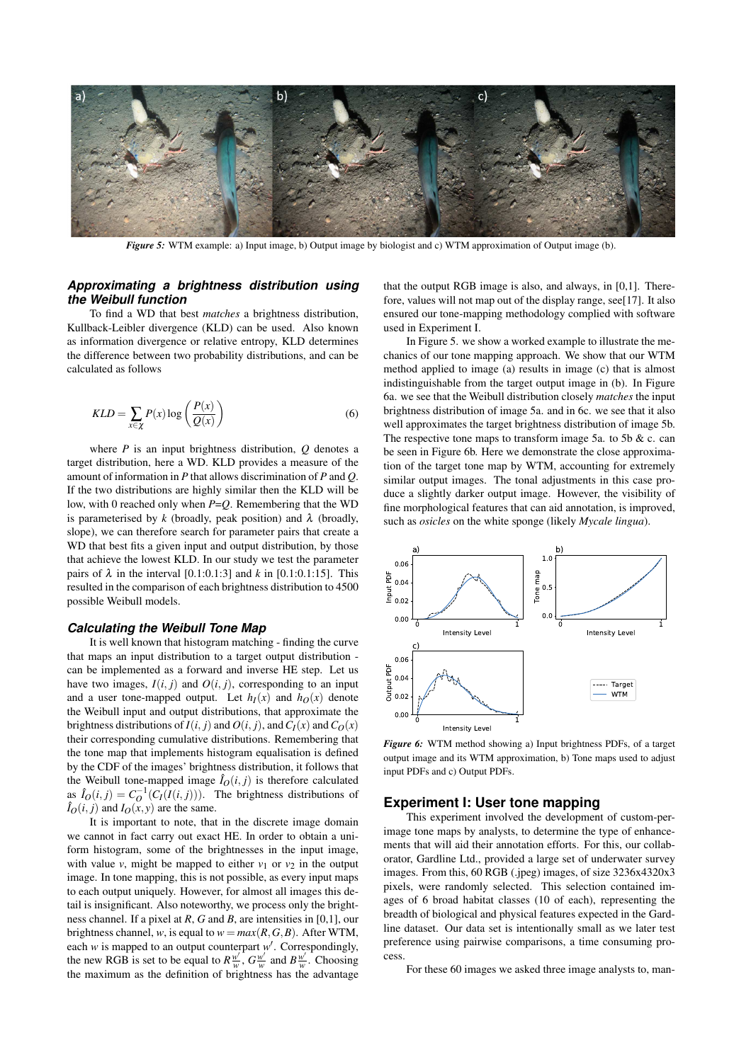*Figure 5:* WTM example: a) Input image, b) Output image by biologist and c) WTM approximation of Output image (b).

### *Approximating a brightness distribution using the Weibull function*

To find a WD that best *matches* a brightness distribution, Kullback-Leibler divergence (KLD) can be used. Also known as information divergence or relative entropy, KLD determines the difference between two probability distributions, and can be calculated as follows

$$KLD = \sum_{x \in \chi} P(x) \log \left( \frac{P(x)}{Q(x)} \right) \tag{6}$$

where $P$ is an input brightness distribution, $Q$ denotes a target distribution, here a WD. KLD provides a measure of the amount of information in $P$ that allows discrimination of $P$ and $Q$. If the two distributions are highly similar then the KLD will be low, with 0 reached only when $P$=$Q$. Remembering that the WD is parameterised by $k$ (broadly, peak position) and $\lambda$ (broadly, slope), we can therefore search for parameter pairs that create a WD that best fits a given input and output distribution, by those that achieve the lowest KLD. In our study we test the parameter pairs of $\lambda$ in the interval [0.1:0.1:3] and $k$ in [0.1:0.1:15]. This resulted in the comparison of each brightness distribution to 4500 possible Weibull models.

### *Calculating the Weibull Tone Map*

It is well known that histogram matching - finding the curve that maps an input distribution to a target output distribution - can be implemented as a forward and inverse HE step. Let us have two images, $I(i, j)$ and $O(i, j)$, corresponding to an input and a user tone-mapped output. Let $h_I(x)$ and $h_O(x)$ denote the Weibull input and output distributions, that approximate the brightness distributions of $I(i, j)$ and $O(i, j)$, and $C_I(x)$ and $C_O(x)$ their corresponding cumulative distributions. Remembering that the tone map that implements histogram equalisation is defined by the CDF of the images' brightness distribution, it follows that the Weibull tone-mapped image $\hat{I}_O(i, j)$ is therefore calculated as $\hat{I}_O(i, j) = C_O^{-1}(C_I(I(i, j)))$. The brightness distributions of $\hat{I}_O(i, j)$ and $I_O(x, y)$ are the same.

It is important to note, that in the discrete image domain we cannot in fact carry out exact HE. In order to obtain a uniform histogram, some of the brightnesses in the input image, with value $v$, might be mapped to either $v_1$ or $v_2$ in the output image. In tone mapping, this is not possible, as every input maps to each output uniquely. However, for almost all images this detail is insignificant. Also noteworthy, we process only the brightness channel. If a pixel at $R$, $G$ and $B$, are intensities in [0,1], our brightness channel, $w$, is equal to $w = max(R, G, B)$. After WTM, each $w$ is mapped to an output counterpart $w'$. Correspondingly, the new RGB is set to be equal to $R\frac{w'}{w}$, $G\frac{w'}{w}$ and $B\frac{w'}{w}$. Choosing the maximum as the definition of brightness has the advantage that the output RGB image is also, and always, in [0,1]. Therefore, values will not map out of the display range, see[17]. It also ensured our tone-mapping methodology complied with software used in Experiment I.

In Figure 5. we show a worked example to illustrate the mechanics of our tone mapping approach. We show that our WTM method applied to image (a) results in image (c) that is almost indistinguishable from the target output image in (b). In Figure 6a. we see that the Weibull distribution closely *matches* the input brightness distribution of image 5a. and in 6c. we see that it also well approximates the target brightness distribution of image 5b. The respective tone maps to transform image 5a. to 5b & c. can be seen in Figure 6b. Here we demonstrate the close approximation of the target tone map by WTM, accounting for extremely similar output images. The tonal adjustments in this case produce a slightly darker output image. However, the visibility of fine morphological features that can aid annotation, is improved, such as *osicles* on the white sponge (likely *Mycale lingua*).

*Figure 6:* WTM method showing a) Input brightness PDFs, of a target output image and its WTM approximation, b) Tone maps used to adjust input PDFs and c) Output PDFs.

## Experiment I: User tone mapping

This experiment involved the development of custom-per-image tone maps by analysts, to determine the type of enhancements that will aid their annotation efforts. For this, our collaborator, Gardline Ltd., provided a large set of underwater survey images. From this, 60 RGB (.jpeg) images, of size 3236x4320x3 pixels, were randomly selected. This selection contained images of 6 broad habitat classes (10 of each), representing the breadth of biological and physical features expected in the Gardline dataset. Our data set is intentionally small as we later test preference using pairwise comparisons, a time consuming process.

For these 60 images we asked three image analysts to, man-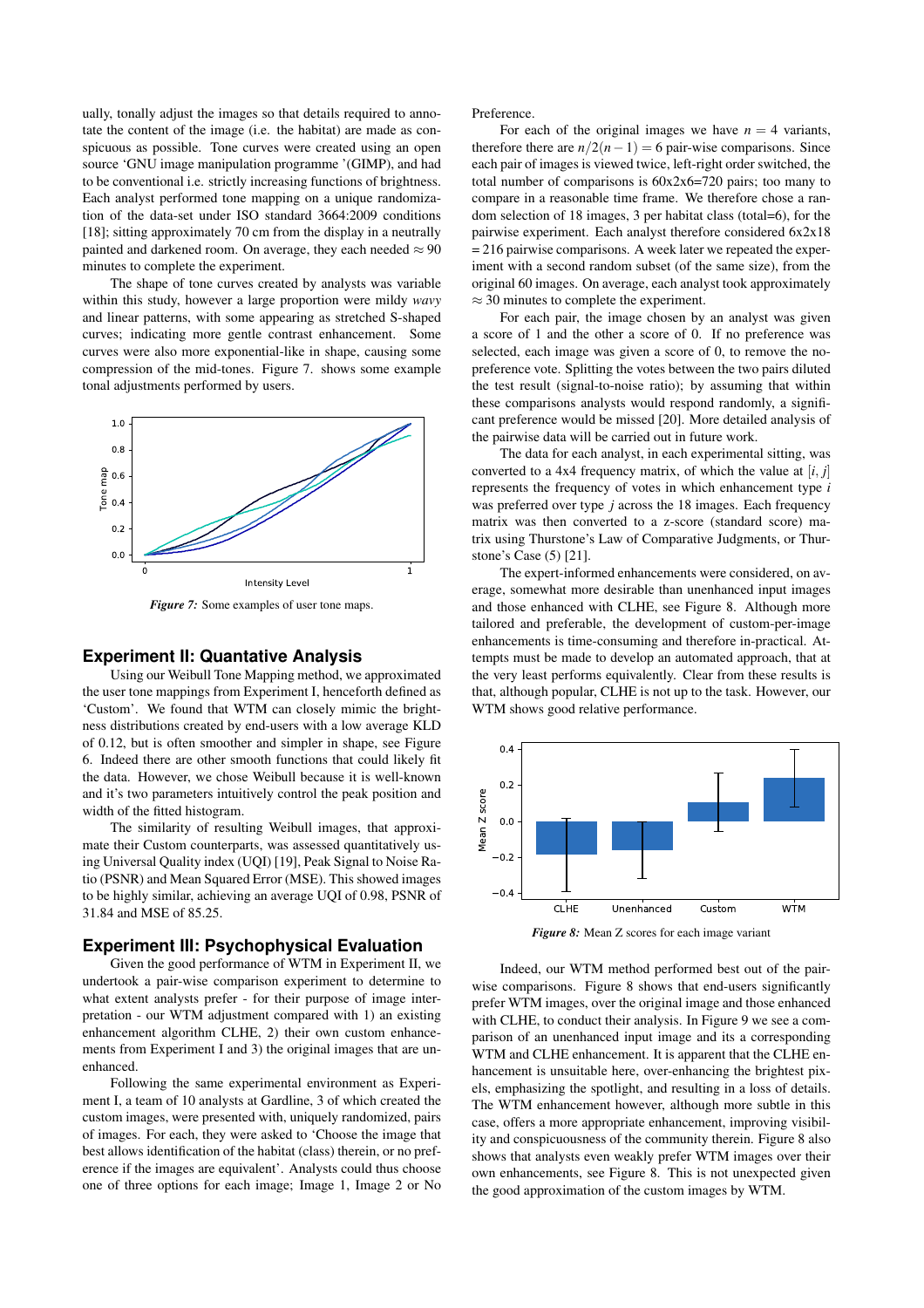ually, tonally adjust the images so that details required to annotate the content of the image (i.e. the habitat) are made as conspicuous as possible. Tone curves were created using an open source 'GNU image manipulation programme '(GIMP), and had to be conventional i.e. strictly increasing functions of brightness. Each analyst performed tone mapping on a unique randomization of the data-set under ISO standard 3664:2009 conditions [18]; sitting approximately 70 cm from the display in a neutrally painted and darkened room. On average, they each needed $\approx 90$ minutes to complete the experiment.

The shape of tone curves created by analysts was variable within this study, however a large proportion were mildy *wavy* and linear patterns, with some appearing as stretched S-shaped curves; indicating more gentle contrast enhancement. Some curves were also more exponential-like in shape, causing some compression of the mid-tones. Figure 7. shows some example tonal adjustments performed by users.

***Figure 7:*** Some examples of user tone maps.

## Experiment II: Quantative Analysis

Using our Weibull Tone Mapping method, we approximated the user tone mappings from Experiment I, henceforth defined as 'Custom'. We found that WTM can closely mimic the brightness distributions created by end-users with a low average KLD of 0.12, but is often smoother and simpler in shape, see Figure 6. Indeed there are other smooth functions that could likely fit the data. However, we chose Weibull because it is well-known and it's two parameters intuitively control the peak position and width of the fitted histogram.

The similarity of resulting Weibull images, that approximate their Custom counterparts, was assessed quantitatively using Universal Quality index (UQI) [19], Peak Signal to Noise Ratio (PSNR) and Mean Squared Error (MSE). This showed images to be highly similar, achieving an average UQI of 0.98, PSNR of 31.84 and MSE of 85.25.

## Experiment III: Psychophysical Evaluation

Given the good performance of WTM in Experiment II, we undertook a pair-wise comparison experiment to determine to what extent analysts prefer - for their purpose of image interpretation - our WTM adjustment compared with 1) an existing enhancement algorithm CLHE, 2) their own custom enhancements from Experiment I and 3) the original images that are unenhanced.

Following the same experimental environment as Experiment I, a team of 10 analysts at Gardline, 3 of which created the custom images, were presented with, uniquely randomized, pairs of images. For each, they were asked to 'Choose the image that best allows identification of the habitat (class) therein, or no preference if the images are equivalent'. Analysts could thus choose one of three options for each image; Image 1, Image 2 or No Preference.

For each of the original images we have $n = 4$ variants, therefore there are $n/2(n-1) = 6$ pair-wise comparisons. Since each pair of images is viewed twice, left-right order switched, the total number of comparisons is 60x2x6=720 pairs; too many to compare in a reasonable time frame. We therefore chose a random selection of 18 images, 3 per habitat class (total=6), for the pairwise experiment. Each analyst therefore considered 6x2x18 = 216 pairwise comparisons. A week later we repeated the experiment with a second random subset (of the same size), from the original 60 images. On average, each analyst took approximately $\approx 30$ minutes to complete the experiment.

For each pair, the image chosen by an analyst was given a score of 1 and the other a score of 0. If no preference was selected, each image was given a score of 0, to remove the no-preference vote. Splitting the votes between the two pairs diluted the test result (signal-to-noise ratio); by assuming that within these comparisons analysts would respond randomly, a significant preference would be missed [20]. More detailed analysis of the pairwise data will be carried out in future work.

The data for each analyst, in each experimental sitting, was converted to a 4x4 frequency matrix, of which the value at $[i, j]$ represents the frequency of votes in which enhancement type $i$ was preferred over type $j$ across the 18 images. Each frequency matrix was then converted to a z-score (standard score) matrix using Thurstone's Law of Comparative Judgments, or Thurstone's Case (5) [21].

The expert-informed enhancements were considered, on average, somewhat more desirable than unenhanced input images and those enhanced with CLHE, see Figure 8. Although more tailored and preferable, the development of custom-per-image enhancements is time-consuming and therefore in-practical. Attempts must be made to develop an automated approach, that at the very least performs equivalently. Clear from these results is that, although popular, CLHE is not up to the task. However, our WTM shows good relative performance.

***Figure 8:*** Mean Z scores for each image variant

Indeed, our WTM method performed best out of the pairwise comparisons. Figure 8 shows that end-users significantly prefer WTM images, over the original image and those enhanced with CLHE, to conduct their analysis. In Figure 9 we see a comparison of an unenhanced input image and its a corresponding WTM and CLHE enhancement. It is apparent that the CLHE enhancement is unsuitable here, over-enhancing the brightest pixels, emphasizing the spotlight, and resulting in a loss of details. The WTM enhancement however, although more subtle in this case, offers a more appropriate enhancement, improving visibility and conspicuousness of the community therein. Figure 8 also shows that analysts even weakly prefer WTM images over their own enhancements, see Figure 8. This is not unexpected given the good approximation of the custom images by WTM.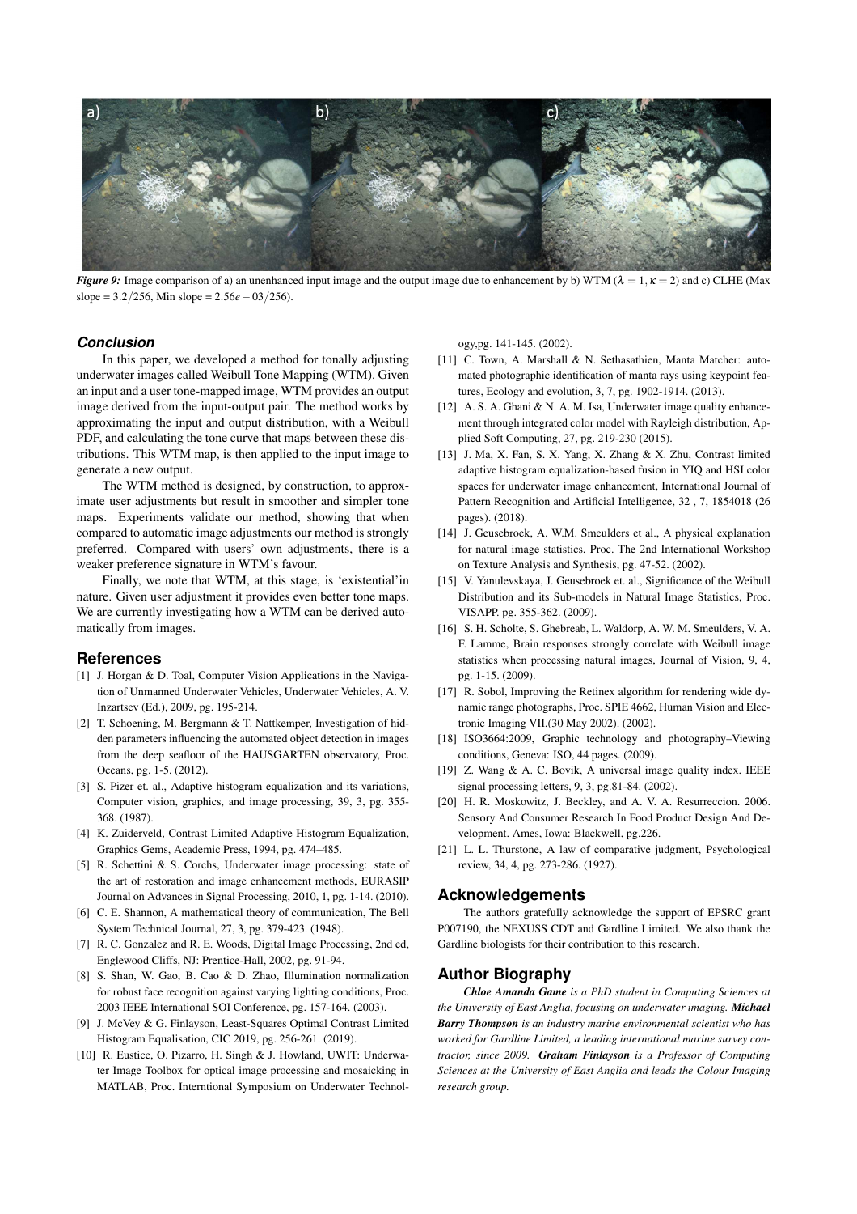*Figure 9:* Image comparison of a) an unenhanced input image and the output image due to enhancement by b) WTM ($\lambda = 1, \kappa = 2$) and c) CLHE (Max slope = $3.2/256$, Min slope = $2.56e-03/256$).

### *Conclusion*

In this paper, we developed a method for tonally adjusting underwater images called Weibull Tone Mapping (WTM). Given an input and a user tone-mapped image, WTM provides an output image derived from the input-output pair. The method works by approximating the input and output distribution, with a Weibull PDF, and calculating the tone curve that maps between these distributions. This WTM map, is then applied to the input image to generate a new output.

The WTM method is designed, by construction, to approximate user adjustments but result in smoother and simpler tone maps. Experiments validate our method, showing that when compared to automatic image adjustments our method is strongly preferred. Compared with users' own adjustments, there is a weaker preference signature in WTM's favour.

Finally, we note that WTM, at this stage, is 'existential'in nature. Given user adjustment it provides even better tone maps. We are currently investigating how a WTM can be derived automatically from images.

## References

[1] J. Horgan & D. Toal, Computer Vision Applications in the Navigation of Unmanned Underwater Vehicles, Underwater Vehicles, A. V. Inzartsev (Ed.), 2009, pg. 195-214.

[2] T. Schoening, M. Bergmann & T. Nattkemper, Investigation of hidden parameters influencing the automated object detection in images from the deep seafloor of the HAUSGARTEN observatory, Proc. Oceans, pg. 1-5. (2012).

[3] S. Pizer et. al., Adaptive histogram equalization and its variations, Computer vision, graphics, and image processing, 39, 3, pg. 355-368. (1987).

[4] K. Zuiderveld, Contrast Limited Adaptive Histogram Equalization, Graphics Gems, Academic Press, 1994, pg. 474–485.

[5] R. Schettini & S. Corchs, Underwater image processing: state of the art of restoration and image enhancement methods, EURASIP Journal on Advances in Signal Processing, 2010, 1, pg. 1-14. (2010).

[6] C. E. Shannon, A mathematical theory of communication, The Bell System Technical Journal, 27, 3, pg. 379-423. (1948).

[7] R. C. Gonzalez and R. E. Woods, Digital Image Processing, 2nd ed, Englewood Cliffs, NJ: Prentice-Hall, 2002, pg. 91-94.

[8] S. Shan, W. Gao, B. Cao & D. Zhao, Illumination normalization for robust face recognition against varying lighting conditions, Proc. 2003 IEEE International SOI Conference, pg. 157-164. (2003).

[9] J. McVey & G. Finlayson, Least-Squares Optimal Contrast Limited Histogram Equalisation, CIC 2019, pg. 256-261. (2019).

[10] R. Eustice, O. Pizarro, H. Singh & J. Howland, UWIT: Underwater Image Toolbox for optical image processing and mosaicking in MATLAB, Proc. Interntional Symposium on Underwater Technology,pg. 141-145. (2002).

[11] C. Town, A. Marshall & N. Sethasathien, Manta Matcher: automated photographic identification of manta rays using keypoint features, Ecology and evolution, 3, 7, pg. 1902-1914. (2013).

[12] A. S. A. Ghani & N. A. M. Isa, Underwater image quality enhancement through integrated color model with Rayleigh distribution, Applied Soft Computing, 27, pg. 219-230 (2015).

[13] J. Ma, X. Fan, S. X. Yang, X. Zhang & X. Zhu, Contrast limited adaptive histogram equalization-based fusion in YIQ and HSI color spaces for underwater image enhancement, International Journal of Pattern Recognition and Artificial Intelligence, 32 , 7, 1854018 (26 pages). (2018).

[14] J. Geusebroek, A. W.M. Smeulders et al., A physical explanation for natural image statistics, Proc. The 2nd International Workshop on Texture Analysis and Synthesis, pg. 47-52. (2002).

[15] V. Yanulevskaya, J. Geusebroek et. al., Significance of the Weibull Distribution and its Sub-models in Natural Image Statistics, Proc. VISAPP. pg. 355-362. (2009).

[16] S. H. Scholte, S. Ghebreab, L. Waldorp, A. W. M. Smeulders, V. A. F. Lamme, Brain responses strongly correlate with Weibull image statistics when processing natural images, Journal of Vision, 9, 4, pg. 1-15. (2009).

[17] R. Sobol, Improving the Retinex algorithm for rendering wide dynamic range photographs, Proc. SPIE 4662, Human Vision and Electronic Imaging VII,(30 May 2002). (2002).

[18] ISO3664:2009, Graphic technology and photography–Viewing conditions, Geneva: ISO, 44 pages. (2009).

[19] Z. Wang & A. C. Bovik, A universal image quality index. IEEE signal processing letters, 9, 3, pg.81-84. (2002).

[20] H. R. Moskowitz, J. Beckley, and A. V. A. Resurreccion. 2006. Sensory And Consumer Research In Food Product Design And Development. Ames, Iowa: Blackwell, pg.226.

[21] L. L. Thurstone, A law of comparative judgment, Psychological review, 34, 4, pg. 273-286. (1927).

## Acknowledgements

The authors gratefully acknowledge the support of EPSRC grant P007190, the NEXUSS CDT and Gardline Limited. We also thank the Gardline biologists for their contribution to this research.

## Author Biography

***Chloe Amanda Game*** *is a PhD student in Computing Sciences at the University of East Anglia, focusing on underwater imaging.* ***Michael Barry Thompson*** *is an industry marine environmental scientist who has worked for Gardline Limited, a leading international marine survey contractor, since 2009.* ***Graham Finlayson*** *is a Professor of Computing Sciences at the University of East Anglia and leads the Colour Imaging research group.*